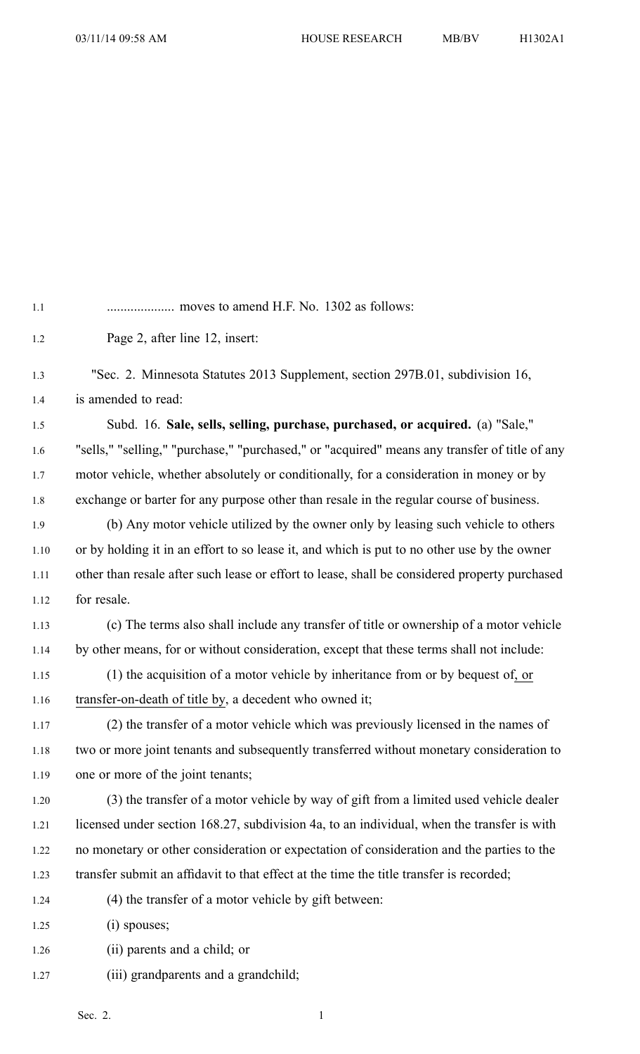.................... moves to amend H.F. No. 1302 as follows:

Page 2, after line 12, insert:

"Sec. 2. Minnesota Statutes 2013 Supplement, section 297B.01, subdivision 16, is amended to read:

Subd. 16. **Sale, sells, selling, purchase, purchased, or acquired.** (a) "Sale," "sells," "selling," "purchase," "purchased," or "acquired" means any transfer of title of any motor vehicle, whether absolutely or conditionally, for a consideration in money or by exchange or barter for any purpose other than resale in the regular course of business.

(b) Any motor vehicle utilized by the owner only by leasing such vehicle to others or by holding it in an effort to so lease it, and which is put to no other use by the owner other than resale after such lease or effort to lease, shall be considered property purchased for resale.

(c) The terms also shall include any transfer of title or ownership of a motor vehicle by other means, for or without consideration, except that these terms shall not include:

(1) the acquisition of a motor vehicle by inheritance from or by bequest of, or transfer-on-death of title by, a decedent who owned it;

(2) the transfer of a motor vehicle which was previously licensed in the names of two or more joint tenants and subsequently transferred without monetary consideration to one or more of the joint tenants;

(3) the transfer of a motor vehicle by way of gift from a limited used vehicle dealer licensed under section 168.27, subdivision 4a, to an individual, when the transfer is with no monetary or other consideration or expectation of consideration and the parties to the transfer submit an affidavit to that effect at the time the title transfer is recorded;

(4) the transfer of a motor vehicle by gift between:

(i) spouses;

(ii) parents and a child; or

(iii) grandparents and a grandchild;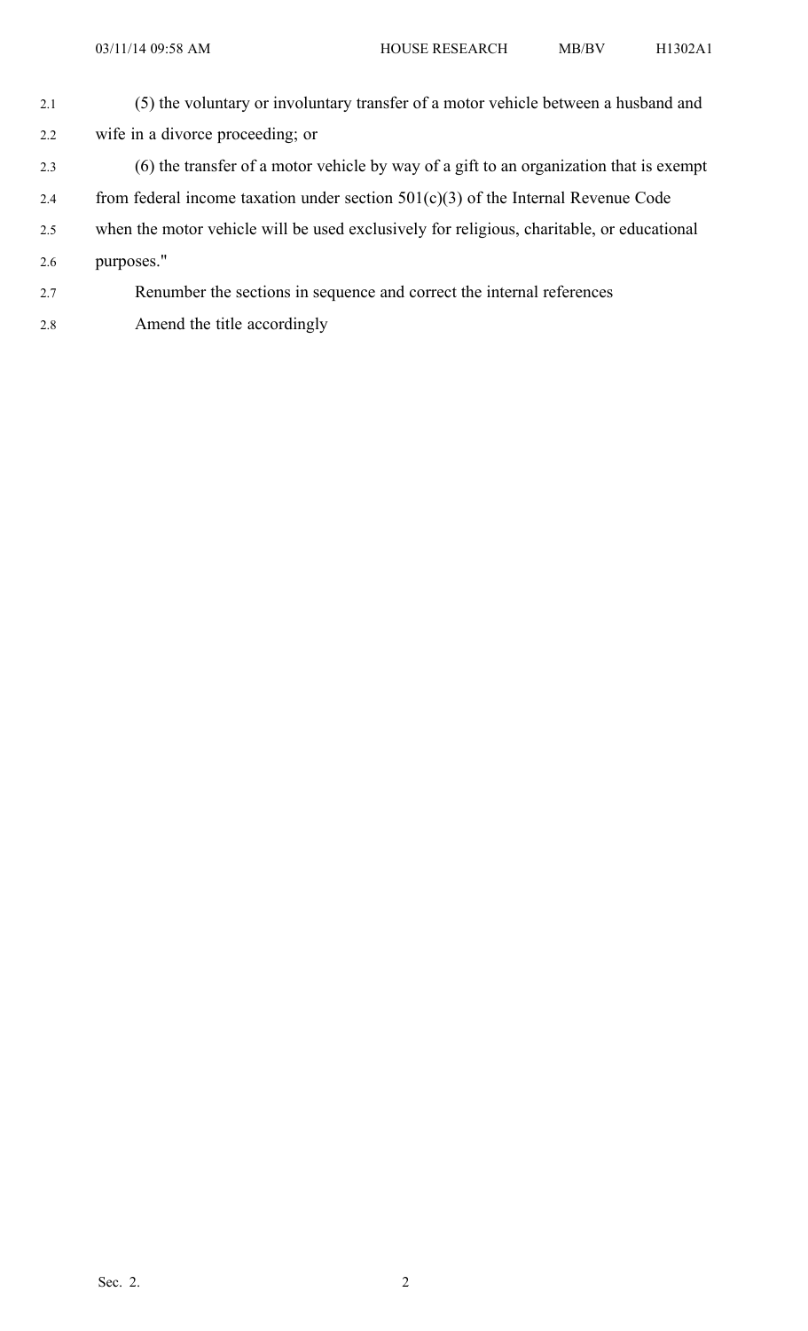(5) the voluntary or involuntary transfer of a motor vehicle between a husband and wife in a divorce proceeding; or

(6) the transfer of a motor vehicle by way of a gift to an organization that is exempt from federal income taxation under section 501(c)(3) of the Internal Revenue Code when the motor vehicle will be used exclusively for religious, charitable, or educational purposes."

Renumber the sections in sequence and correct the internal references

Amend the title accordingly